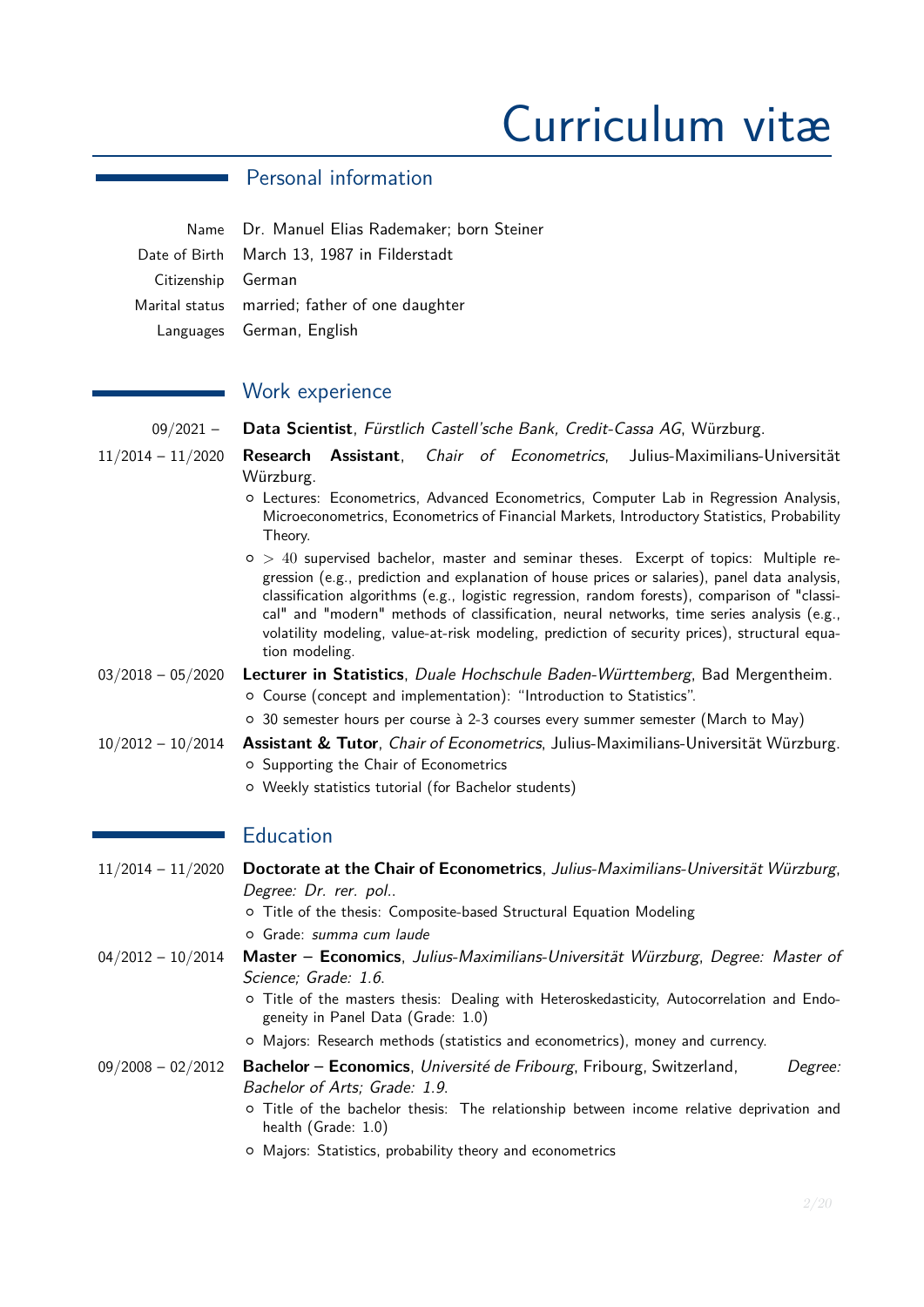# Curriculum vitæ

## Personal information

| | |
|---|---|
| Name | Dr. Manuel Elias Rademaker; born Steiner |
| Date of Birth | March 13, 1987 in Filderstadt |
| Citizenship | German |
| Marital status | married; father of one daughter |
| Languages | German, English |

## Work experience

**09/2021 –** **Data Scientist**, *Fürstlich Castell'sche Bank, Credit-Cassa AG*, Würzburg.

**11/2014 – 11/2020** **Research Assistant**, *Chair of Econometrics*, Julius-Maximilians-Universität Würzburg.

- Lectures: Econometrics, Advanced Econometrics, Computer Lab in Regression Analysis, Microeconometrics, Econometrics of Financial Markets, Introductory Statistics, Probability Theory.
- $> 40$ supervised bachelor, master and seminar theses. Excerpt of topics: Multiple regression (e.g., prediction and explanation of house prices or salaries), panel data analysis, classification algorithms (e.g., logistic regression, random forests), comparison of "classical" and "modern" methods of classification, neural networks, time series analysis (e.g., volatility modeling, value-at-risk modeling, prediction of security prices), structural equation modeling.

**03/2018 – 05/2020** **Lecturer in Statistics**, *Duale Hochschule Baden-Württemberg*, Bad Mergentheim.

- Course (concept and implementation): "Introduction to Statistics".
- 30 semester hours per course à 2-3 courses every summer semester (March to May)

**10/2012 – 10/2014** **Assistant & Tutor**, *Chair of Econometrics*, Julius-Maximilians-Universität Würzburg.

- Supporting the Chair of Econometrics
- Weekly statistics tutorial (for Bachelor students)

## Education

**11/2014 – 11/2020** **Doctorate at the Chair of Econometrics**, *Julius-Maximilians-Universität Würzburg*, *Degree: Dr. rer. pol.*.

- Title of the thesis: Composite-based Structural Equation Modeling
- Grade: *summa cum laude*

**04/2012 – 10/2014** **Master – Economics**, *Julius-Maximilians-Universität Würzburg*, *Degree: Master of Science; Grade: 1.6*.

- Title of the masters thesis: Dealing with Heteroskedasticity, Autocorrelation and Endogeneity in Panel Data (Grade: 1.0)
- Majors: Research methods (statistics and econometrics), money and currency.

**09/2008 – 02/2012** **Bachelor – Economics**, *Université de Fribourg*, Fribourg, Switzerland, *Degree: Bachelor of Arts; Grade: 1.9*.

- Title of the bachelor thesis: The relationship between income relative deprivation and health (Grade: 1.0)
- Majors: Statistics, probability theory and econometrics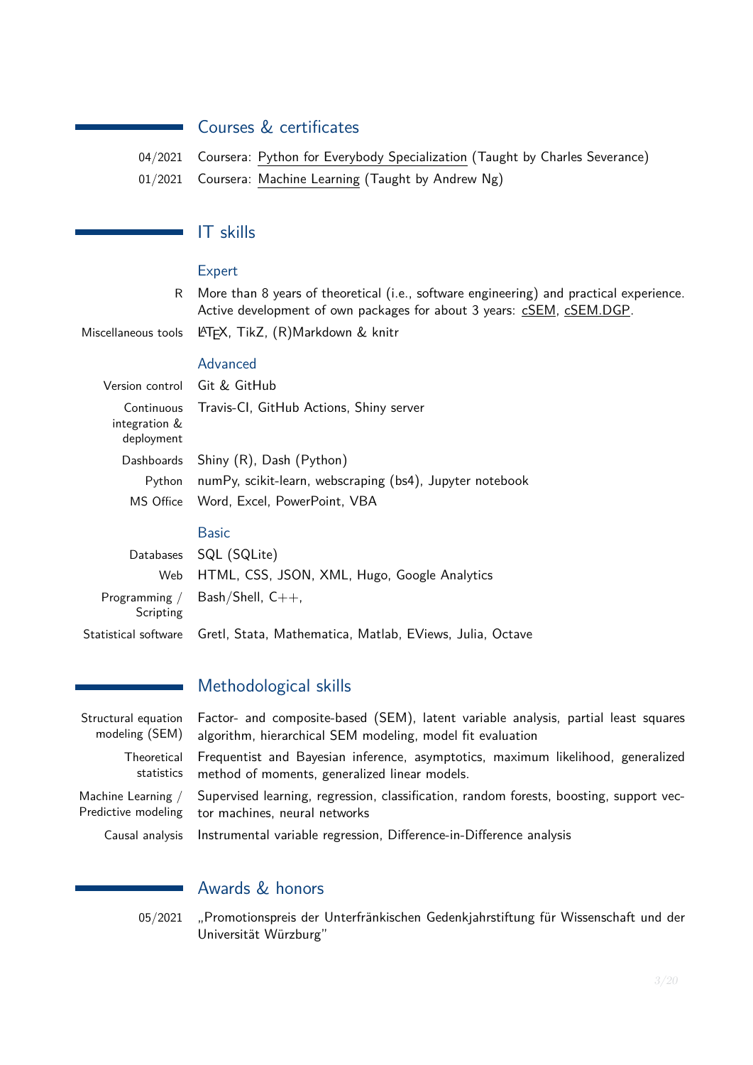## Courses & certificates

| | |
|---|---|
| 04/2021 | Coursera: Python for Everybody Specialization (Taught by Charles Severance) |
| 01/2021 | Coursera: Machine Learning (Taught by Andrew Ng) |

## IT skills

### Expert

| | |
|---|---|
| R | More than 8 years of theoretical (i.e., software engineering) and practical experience. Active development of own packages for about 3 years: cSEM, cSEM.DGP. |
| Miscellaneous tools | LaTeX, TikZ, (R)Markdown & knitr |

### Advanced

| | |
|---|---|
| Version control | Git & GitHub |
| Continuous integration & deployment | Travis-CI, GitHub Actions, Shiny server |
| Dashboards | Shiny (R), Dash (Python) |
| Python | numPy, scikit-learn, webscraping (bs4), Jupyter notebook |
| MS Office | Word, Excel, PowerPoint, VBA |

### Basic

| | |
|---|---|
| Databases | SQL (SQLite) |
| Web | HTML, CSS, JSON, XML, Hugo, Google Analytics |
| Programming / Scripting | Bash/Shell, C++, |
| Statistical software | Gretl, Stata, Mathematica, Matlab, EViews, Julia, Octave |

## Methodological skills

| | |
|---|---|
| Structural equation modeling (SEM) | Factor- and composite-based (SEM), latent variable analysis, partial least squares algorithm, hierarchical SEM modeling, model fit evaluation |
| Theoretical statistics | Frequentist and Bayesian inference, asymptotics, maximum likelihood, generalized method of moments, generalized linear models. |
| Machine Learning / Predictive modeling | Supervised learning, regression, classification, random forests, boosting, support vector machines, neural networks |
| Causal analysis | Instrumental variable regression, Difference-in-Difference analysis |

## Awards & honors

| | |
|---|---|
| 05/2021 | „Promotionspreis der Unterfränkischen Gedenkjahrstiftung für Wissenschaft und der Universität Würzburg" |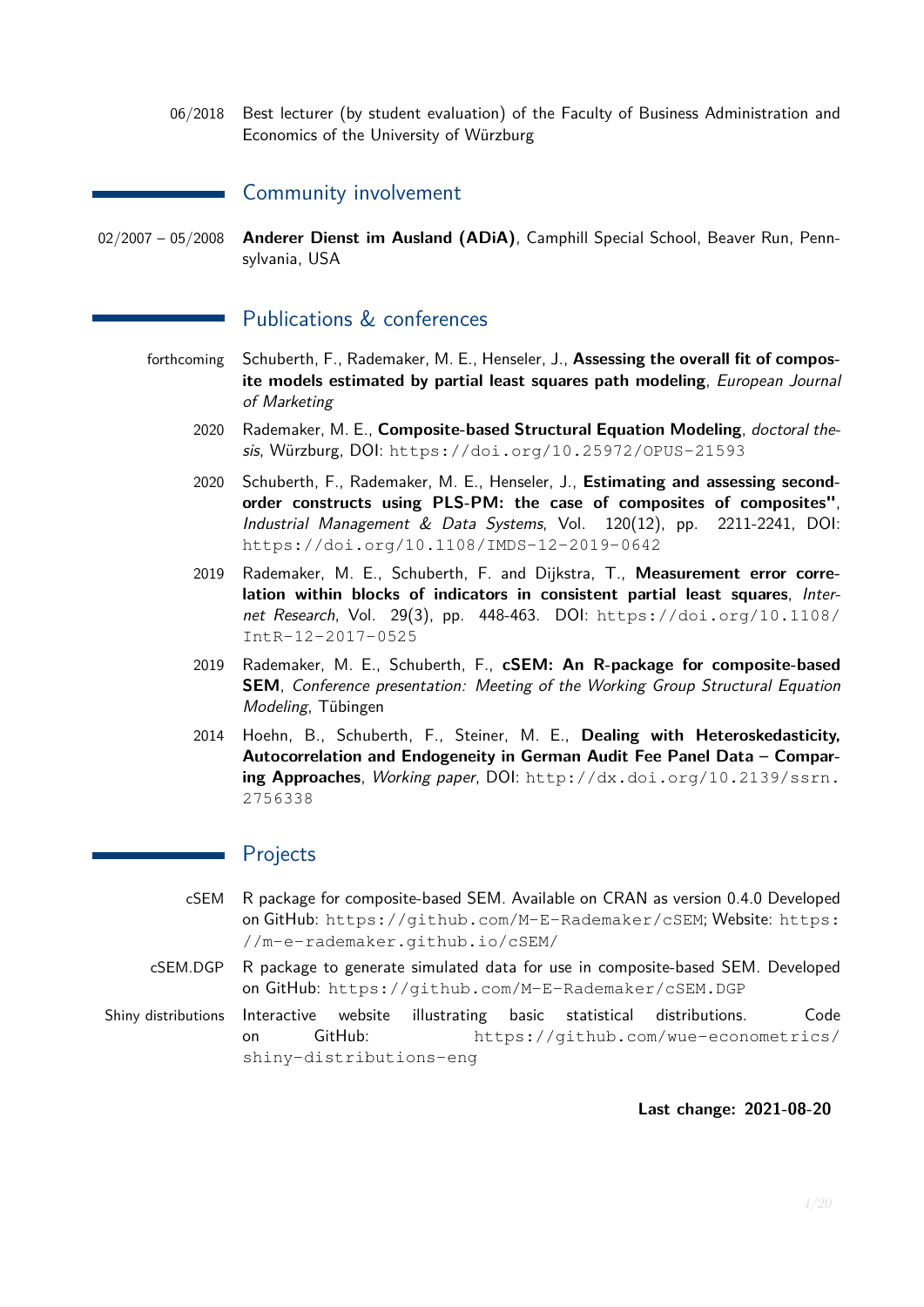06/2018 Best lecturer (by student evaluation) of the Faculty of Business Administration and Economics of the University of Würzburg

## Community involvement

02/2007 – 05/2008 **Anderer Dienst im Ausland (ADiA)**, Camphill Special School, Beaver Run, Pennsylvania, USA

## Publications & conferences

forthcoming Schuberth, F., Rademaker, M. E., Henseler, J., **Assessing the overall fit of composite models estimated by partial least squares path modeling**, *European Journal of Marketing*

2020 Rademaker, M. E., **Composite-based Structural Equation Modeling**, *doctoral thesis*, Würzburg, DOI: https://doi.org/10.25972/OPUS-21593

2020 Schuberth, F., Rademaker, M. E., Henseler, J., **Estimating and assessing second-order constructs using PLS-PM: the case of composites of composites"**, *Industrial Management & Data Systems*, Vol. 120(12), pp. 2211-2241, DOI: https://doi.org/10.1108/IMDS-12-2019-0642

2019 Rademaker, M. E., Schuberth, F. and Dijkstra, T., **Measurement error correlation within blocks of indicators in consistent partial least squares**, *Internet Research*, Vol. 29(3), pp. 448-463. DOI: https://doi.org/10.1108/IntR-12-2017-0525

2019 Rademaker, M. E., Schuberth, F., **cSEM: An R-package for composite-based SEM**, *Conference presentation: Meeting of the Working Group Structural Equation Modeling*, Tübingen

2014 Hoehn, B., Schuberth, F., Steiner, M. E., **Dealing with Heteroskedasticity, Autocorrelation and Endogeneity in German Audit Fee Panel Data – Comparing Approaches**, *Working paper*, DOI: http://dx.doi.org/10.2139/ssrn.2756338

## Projects

cSEM R package for composite-based SEM. Available on CRAN as version 0.4.0 Developed on GitHub: https://github.com/M-E-Rademaker/cSEM; Website: https://m-e-rademaker.github.io/cSEM/

cSEM.DGP R package to generate simulated data for use in composite-based SEM. Developed on GitHub: https://github.com/M-E-Rademaker/cSEM.DGP

Shiny distributions Interactive website illustrating basic statistical distributions. Code on GitHub: https://github.com/wue-econometrics/shiny-distributions-eng

**Last change: 2021-08-20**